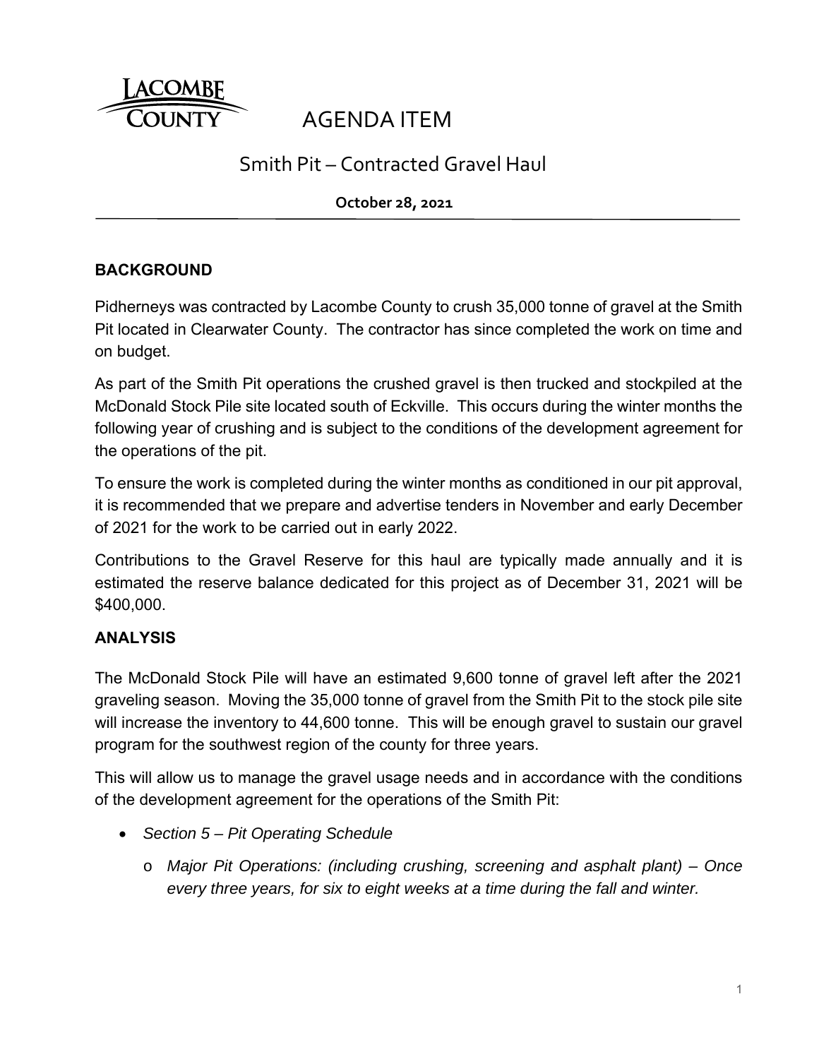# AGENDA ITEM

## Smith Pit – Contracted Gravel Haul

**October 28, 2021**

---

### BACKGROUND

Pidherneys was contracted by Lacombe County to crush 35,000 tonne of gravel at the Smith Pit located in Clearwater County. The contractor has since completed the work on time and on budget.

As part of the Smith Pit operations the crushed gravel is then trucked and stockpiled at the McDonald Stock Pile site located south of Eckville. This occurs during the winter months the following year of crushing and is subject to the conditions of the development agreement for the operations of the pit.

To ensure the work is completed during the winter months as conditioned in our pit approval, it is recommended that we prepare and advertise tenders in November and early December of 2021 for the work to be carried out in early 2022.

Contributions to the Gravel Reserve for this haul are typically made annually and it is estimated the reserve balance dedicated for this project as of December 31, 2021 will be $400,000.

### ANALYSIS

The McDonald Stock Pile will have an estimated 9,600 tonne of gravel left after the 2021 graveling season. Moving the 35,000 tonne of gravel from the Smith Pit to the stock pile site will increase the inventory to 44,600 tonne. This will be enough gravel to sustain our gravel program for the southwest region of the county for three years.

This will allow us to manage the gravel usage needs and in accordance with the conditions of the development agreement for the operations of the Smith Pit:

- *Section 5 – Pit Operating Schedule*
  - *Major Pit Operations: (including crushing, screening and asphalt plant) – Once every three years, for six to eight weeks at a time during the fall and winter.*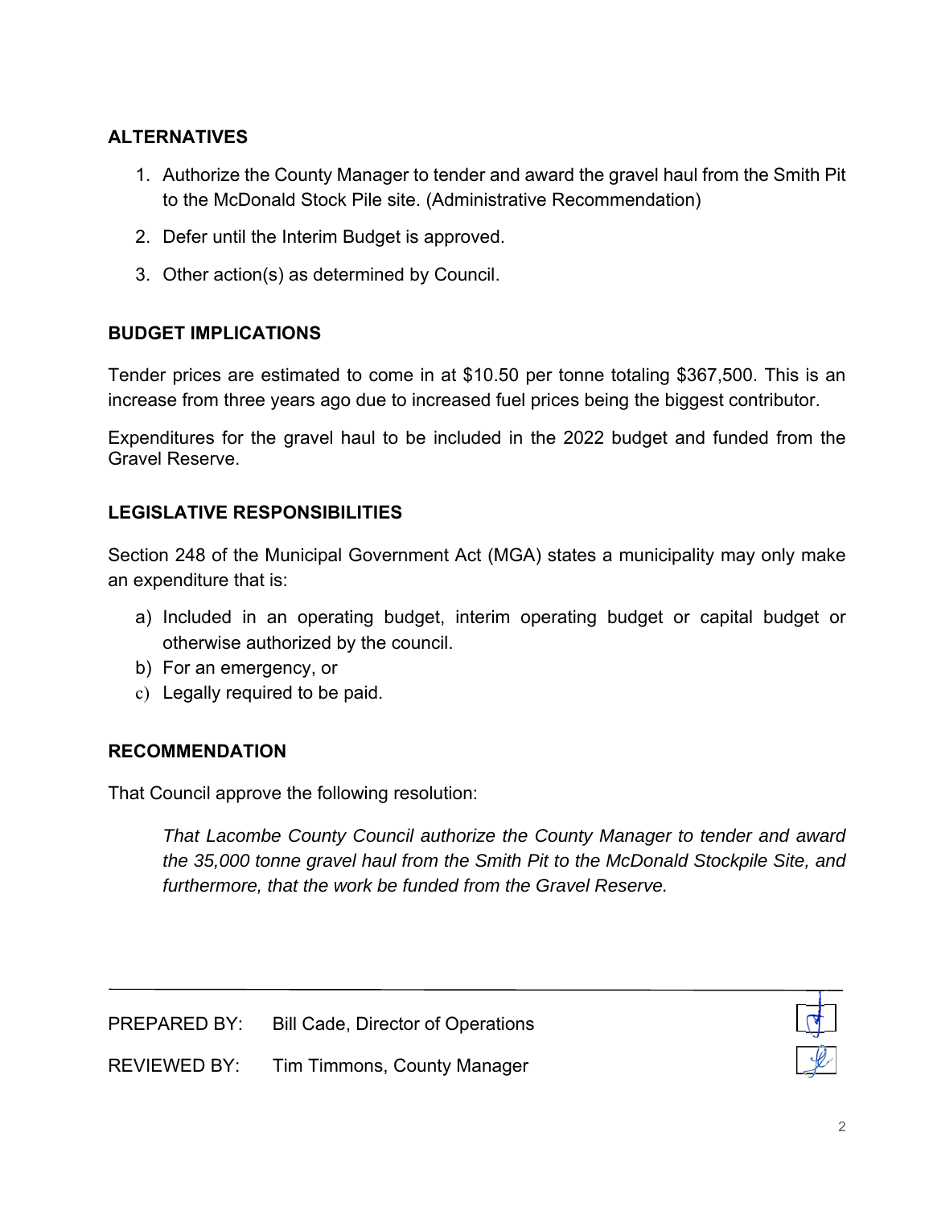## ALTERNATIVES

1. Authorize the County Manager to tender and award the gravel haul from the Smith Pit to the McDonald Stock Pile site. (Administrative Recommendation)
2. Defer until the Interim Budget is approved.
3. Other action(s) as determined by Council.

## BUDGET IMPLICATIONS

Tender prices are estimated to come in at $10.50 per tonne totaling $367,500. This is an increase from three years ago due to increased fuel prices being the biggest contributor.

Expenditures for the gravel haul to be included in the 2022 budget and funded from the Gravel Reserve.

## LEGISLATIVE RESPONSIBILITIES

Section 248 of the Municipal Government Act (MGA) states a municipality may only make an expenditure that is:

a) Included in an operating budget, interim operating budget or capital budget or otherwise authorized by the council.
b) For an emergency, or
c) Legally required to be paid.

## RECOMMENDATION

That Council approve the following resolution:

*That Lacombe County Council authorize the County Manager to tender and award the 35,000 tonne gravel haul from the Smith Pit to the McDonald Stockpile Site, and furthermore, that the work be funded from the Gravel Reserve.*

---

PREPARED BY: Bill Cade, Director of Operations

REVIEWED BY: Tim Timmons, County Manager